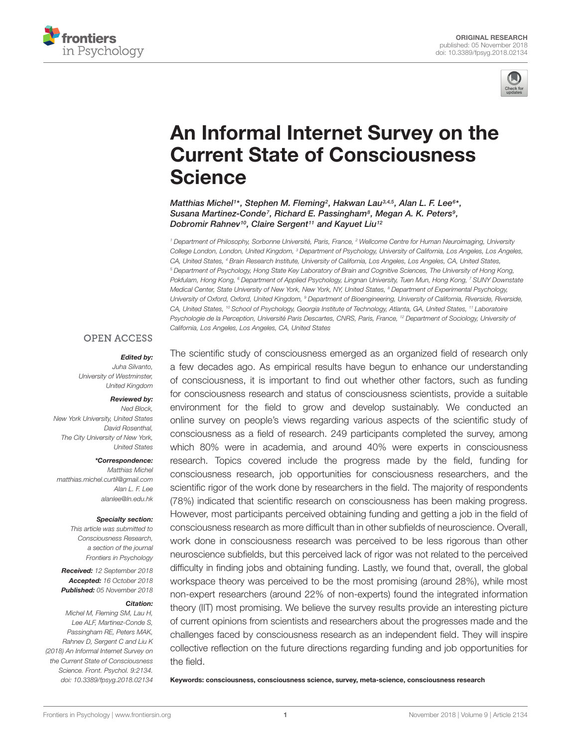ORIGINAL RESEARCH
published: 05 November 2018
doi: 10.3389/fpsyg.2018.02134

# An Informal Internet Survey on the Current State of Consciousness Science

*Matthias Michel[1]\*, Stephen M. Fleming[2], Hakwan Lau[3,4,5], Alan L. F. Lee[6]\*, Susana Martinez-Conde[7], Richard E. Passingham[8], Megan A. K. Peters[9], Dobromir Rahnev[10], Claire Sergent[11] and Kayuet Liu[12]*

[1] Department of Philosophy, Sorbonne Université, Paris, France, [2] Wellcome Centre for Human Neuroimaging, University College London, London, United Kingdom, [3] Department of Psychology, University of California, Los Angeles, Los Angeles, CA, United States, [4] Brain Research Institute, University of California, Los Angeles, Los Angeles, CA, United States, [5] Department of Psychology, Hong State Key Laboratory of Brain and Cognitive Sciences, The University of Hong Kong, Pokfulam, Hong Kong, [6] Department of Applied Psychology, Lingnan University, Tuen Mun, Hong Kong, [7] SUNY Downstate Medical Center, State University of New York, New York, NY, United States, [8] Department of Experimental Psychology, University of Oxford, Oxford, United Kingdom, [9] Department of Bioengineering, University of California, Riverside, Riverside, CA, United States, [10] School of Psychology, Georgia Institute of Technology, Atlanta, GA, United States, [11] Laboratoire Psychologie de la Perception, Université Paris Descartes, CNRS, Paris, France, [12] Department of Sociology, University of California, Los Angeles, Los Angeles, CA, United States

OPEN ACCESS

***Edited by:***
Juha Silvanto,
University of Westminster,
United Kingdom

***Reviewed by:***
Ned Block,
New York University, United States
David Rosenthal,
The City University of New York,
United States

***\*Correspondence:***
Matthias Michel
matthias.michel.curtil@gmail.com
Alan L. F. Lee
alanlee@ln.edu.hk

***Specialty section:***
This article was submitted to
Consciousness Research,
a section of the journal
Frontiers in Psychology

***Received:*** 12 September 2018
***Accepted:*** 16 October 2018
***Published:*** 05 November 2018

***Citation:***
Michel M, Fleming SM, Lau H, Lee ALF, Martinez-Conde S, Passingham RE, Peters MAK, Rahnev D, Sergent C and Liu K (2018) An Informal Internet Survey on the Current State of Consciousness Science. Front. Psychol. 9:2134. doi: 10.3389/fpsyg.2018.02134

The scientific study of consciousness emerged as an organized field of research only a few decades ago. As empirical results have begun to enhance our understanding of consciousness, it is important to find out whether other factors, such as funding for consciousness research and status of consciousness scientists, provide a suitable environment for the field to grow and develop sustainably. We conducted an online survey on people's views regarding various aspects of the scientific study of consciousness as a field of research. 249 participants completed the survey, among which 80% were in academia, and around 40% were experts in consciousness research. Topics covered include the progress made by the field, funding for consciousness research, job opportunities for consciousness researchers, and the scientific rigor of the work done by researchers in the field. The majority of respondents (78%) indicated that scientific research on consciousness has been making progress. However, most participants perceived obtaining funding and getting a job in the field of consciousness research as more difficult than in other subfields of neuroscience. Overall, work done in consciousness research was perceived to be less rigorous than other neuroscience subfields, but this perceived lack of rigor was not related to the perceived difficulty in finding jobs and obtaining funding. Lastly, we found that, overall, the global workspace theory was perceived to be the most promising (around 28%), while most non-expert researchers (around 22% of non-experts) found the integrated information theory (IIT) most promising. We believe the survey results provide an interesting picture of current opinions from scientists and researchers about the progresses made and the challenges faced by consciousness research as an independent field. They will inspire collective reflection on the future directions regarding funding and job opportunities for the field.

**Keywords: consciousness, consciousness science, survey, meta-science, consciousness research**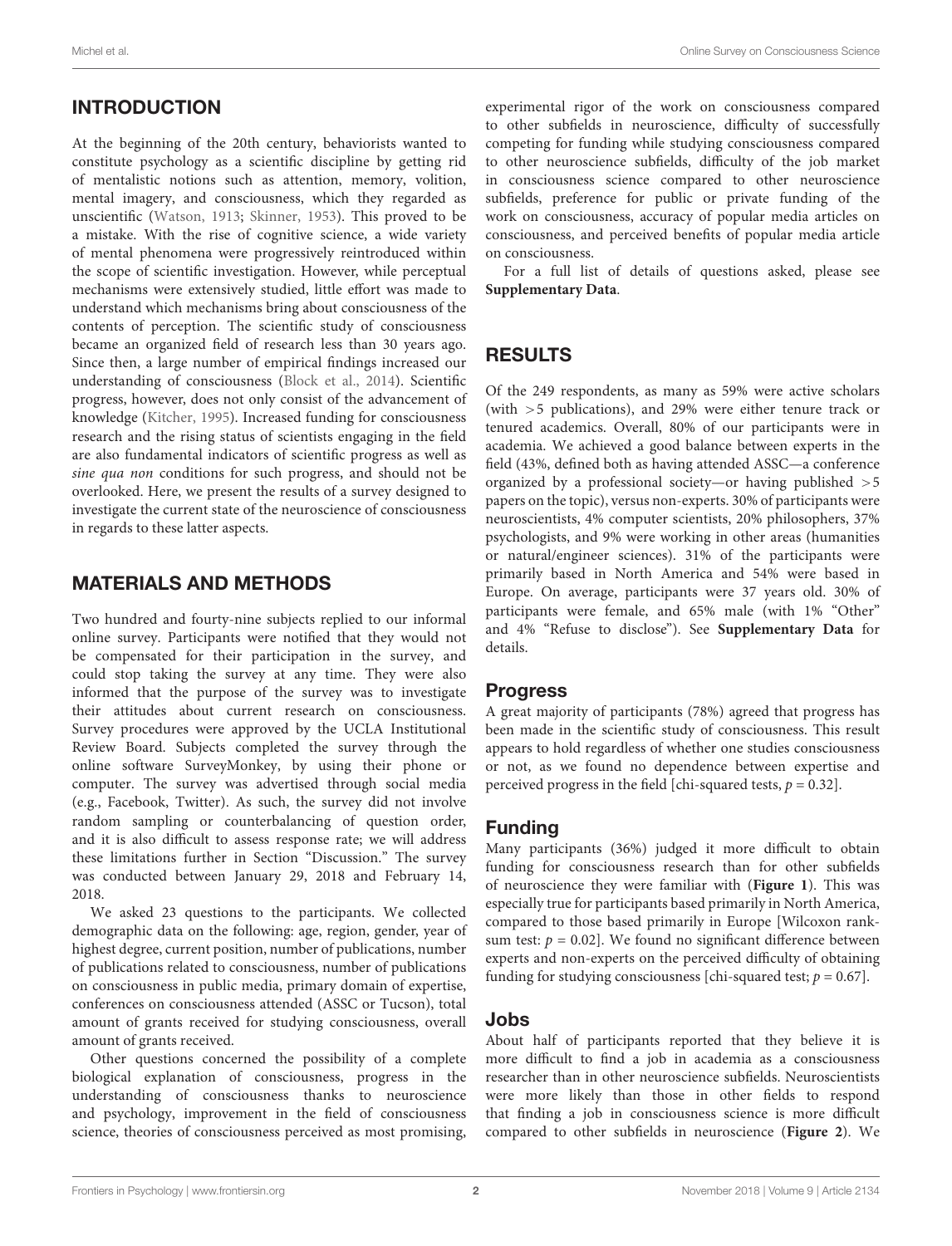## INTRODUCTION

At the beginning of the 20th century, behaviorists wanted to constitute psychology as a scientific discipline by getting rid of mentalistic notions such as attention, memory, volition, mental imagery, and consciousness, which they regarded as unscientific (Watson, 1913; Skinner, 1953). This proved to be a mistake. With the rise of cognitive science, a wide variety of mental phenomena were progressively reintroduced within the scope of scientific investigation. However, while perceptual mechanisms were extensively studied, little effort was made to understand which mechanisms bring about consciousness of the contents of perception. The scientific study of consciousness became an organized field of research less than 30 years ago. Since then, a large number of empirical findings increased our understanding of consciousness (Block et al., 2014). Scientific progress, however, does not only consist of the advancement of knowledge (Kitcher, 1995). Increased funding for consciousness research and the rising status of scientists engaging in the field are also fundamental indicators of scientific progress as well as *sine qua non* conditions for such progress, and should not be overlooked. Here, we present the results of a survey designed to investigate the current state of the neuroscience of consciousness in regards to these latter aspects.

## MATERIALS AND METHODS

Two hundred and fourty-nine subjects replied to our informal online survey. Participants were notified that they would not be compensated for their participation in the survey, and could stop taking the survey at any time. They were also informed that the purpose of the survey was to investigate their attitudes about current research on consciousness. Survey procedures were approved by the UCLA Institutional Review Board. Subjects completed the survey through the online software SurveyMonkey, by using their phone or computer. The survey was advertised through social media (e.g., Facebook, Twitter). As such, the survey did not involve random sampling or counterbalancing of question order, and it is also difficult to assess response rate; we will address these limitations further in Section "Discussion." The survey was conducted between January 29, 2018 and February 14, 2018.

We asked 23 questions to the participants. We collected demographic data on the following: age, region, gender, year of highest degree, current position, number of publications, number of publications related to consciousness, number of publications on consciousness in public media, primary domain of expertise, conferences on consciousness attended (ASSC or Tucson), total amount of grants received for studying consciousness, overall amount of grants received.

Other questions concerned the possibility of a complete biological explanation of consciousness, progress in the understanding of consciousness thanks to neuroscience and psychology, improvement in the field of consciousness science, theories of consciousness perceived as most promising, experimental rigor of the work on consciousness compared to other subfields in neuroscience, difficulty of successfully competing for funding while studying consciousness compared to other neuroscience subfields, difficulty of the job market in consciousness science compared to other neuroscience subfields, preference for public or private funding of the work on consciousness, accuracy of popular media articles on consciousness, and perceived benefits of popular media article on consciousness.

For a full list of details of questions asked, please see **Supplementary Data**.

## RESULTS

Of the 249 respondents, as many as 59% were active scholars (with >5 publications), and 29% were either tenure track or tenured academics. Overall, 80% of our participants were in academia. We achieved a good balance between experts in the field (43%, defined both as having attended ASSC—a conference organized by a professional society—or having published >5 papers on the topic), versus non-experts. 30% of participants were neuroscientists, 4% computer scientists, 20% philosophers, 37% psychologists, and 9% were working in other areas (humanities or natural/engineer sciences). 31% of the participants were primarily based in North America and 54% were based in Europe. On average, participants were 37 years old. 30% of participants were female, and 65% male (with 1% "Other" and 4% "Refuse to disclose"). See **Supplementary Data** for details.

### Progress

A great majority of participants (78%) agreed that progress has been made in the scientific study of consciousness. This result appears to hold regardless of whether one studies consciousness or not, as we found no dependence between expertise and perceived progress in the field [chi-squared tests, $p = 0.32$].

### Funding

Many participants (36%) judged it more difficult to obtain funding for consciousness research than for other subfields of neuroscience they were familiar with (**Figure 1**). This was especially true for participants based primarily in North America, compared to those based primarily in Europe [Wilcoxon rank-sum test: $p = 0.02$]. We found no significant difference between experts and non-experts on the perceived difficulty of obtaining funding for studying consciousness [chi-squared test; $p = 0.67$].

### Jobs

About half of participants reported that they believe it is more difficult to find a job in academia as a consciousness researcher than in other neuroscience subfields. Neuroscientists were more likely than those in other fields to respond that finding a job in consciousness science is more difficult compared to other subfields in neuroscience (**Figure 2**). We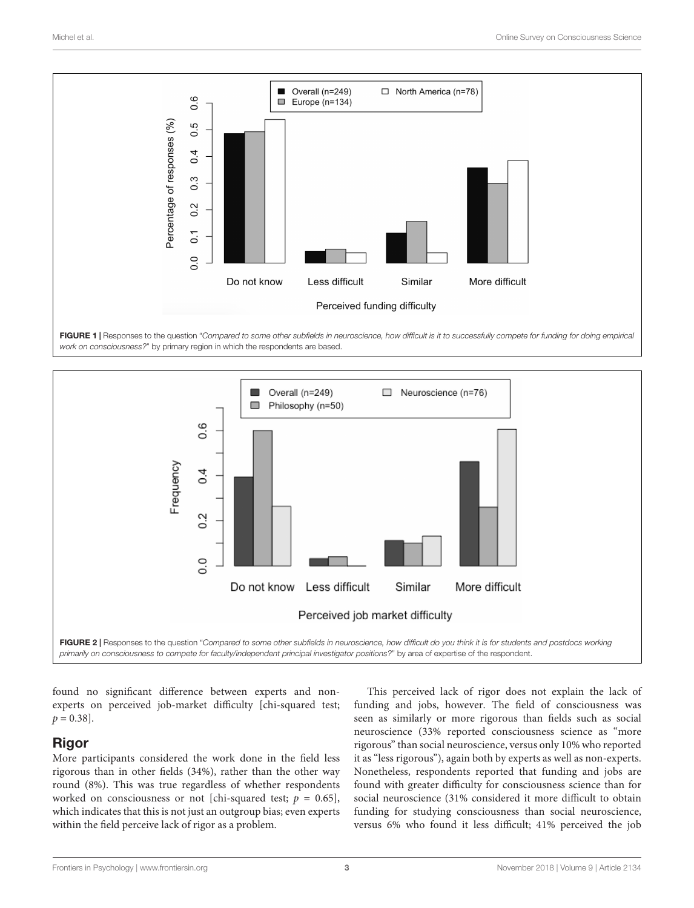FIGURE 1 | Responses to the question "*Compared to some other subfields in neuroscience, how difficult is it to successfully compete for funding for doing empirical work on consciousness?*" by primary region in which the respondents are based.

FIGURE 2 | Responses to the question "*Compared to some other subfields in neuroscience, how difficult do you think it is for students and postdocs working primarily on consciousness to compete for faculty/independent principal investigator positions?*" by area of expertise of the respondent.

found no significant difference between experts and non-experts on perceived job-market difficulty [chi-squared test; $p = 0.38$].

## Rigor

More participants considered the work done in the field less rigorous than in other fields (34%), rather than the other way round (8%). This was true regardless of whether respondents worked on consciousness or not [chi-squared test; $p = 0.65$], which indicates that this is not just an outgroup bias; even experts within the field perceive lack of rigor as a problem.

This perceived lack of rigor does not explain the lack of funding and jobs, however. The field of consciousness was seen as similarly or more rigorous than fields such as social neuroscience (33% reported consciousness science as "more rigorous" than social neuroscience, versus only 10% who reported it as "less rigorous"), again both by experts as well as non-experts. Nonetheless, respondents reported that funding and jobs are found with greater difficulty for consciousness science than for social neuroscience (31% considered it more difficult to obtain funding for studying consciousness than social neuroscience, versus 6% who found it less difficult; 41% perceived the job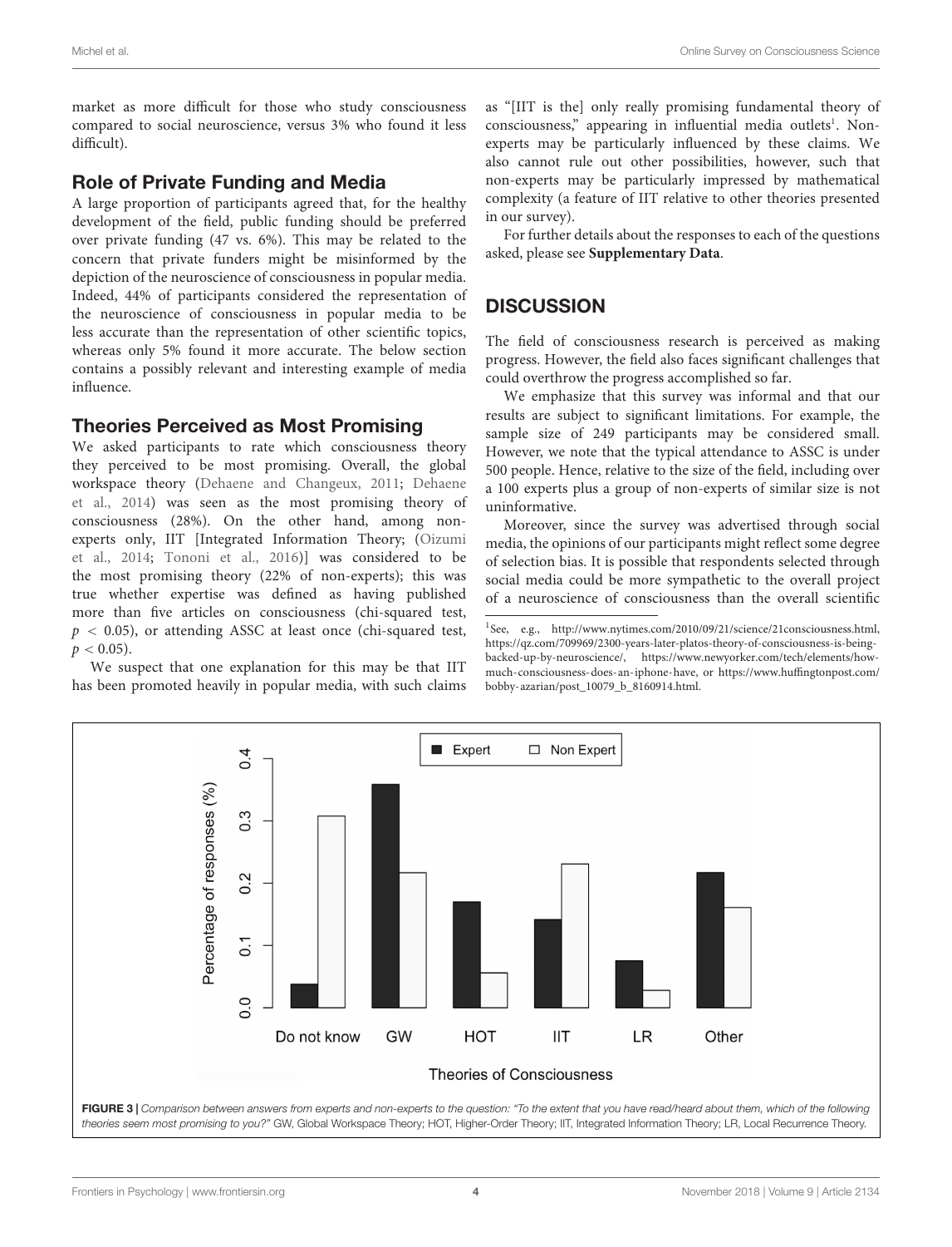market as more difficult for those who study consciousness compared to social neuroscience, versus 3% who found it less difficult).

## Role of Private Funding and Media

A large proportion of participants agreed that, for the healthy development of the field, public funding should be preferred over private funding (47 vs. 6%). This may be related to the concern that private funders might be misinformed by the depiction of the neuroscience of consciousness in popular media. Indeed, 44% of participants considered the representation of the neuroscience of consciousness in popular media to be less accurate than the representation of other scientific topics, whereas only 5% found it more accurate. The below section contains a possibly relevant and interesting example of media influence.

## Theories Perceived as Most Promising

We asked participants to rate which consciousness theory they perceived to be most promising. Overall, the global workspace theory (Dehaene and Changeux, 2011; Dehaene et al., 2014) was seen as the most promising theory of consciousness (28%). On the other hand, among non-experts only, IIT [Integrated Information Theory; (Oizumi et al., 2014; Tononi et al., 2016)] was considered to be the most promising theory (22% of non-experts); this was true whether expertise was defined as having published more than five articles on consciousness (chi-squared test, $p < 0.05$), or attending ASSC at least once (chi-squared test, $p < 0.05$).

We suspect that one explanation for this may be that IIT has been promoted heavily in popular media, with such claims as "[IIT is the] only really promising fundamental theory of consciousness," appearing in influential media outlets[1]. Non-experts may be particularly influenced by these claims. We also cannot rule out other possibilities, however, such that non-experts may be particularly impressed by mathematical complexity (a feature of IIT relative to other theories presented in our survey).

For further details about the responses to each of the questions asked, please see **Supplementary Data**.

## DISCUSSION

The field of consciousness research is perceived as making progress. However, the field also faces significant challenges that could overthrow the progress accomplished so far.

We emphasize that this survey was informal and that our results are subject to significant limitations. For example, the sample size of 249 participants may be considered small. However, we note that the typical attendance to ASSC is under 500 people. Hence, relative to the size of the field, including over a 100 experts plus a group of non-experts of similar size is not uninformative.

Moreover, since the survey was advertised through social media, the opinions of our participants might reflect some degree of selection bias. It is possible that respondents selected through social media could be more sympathetic to the overall project of a neuroscience of consciousness than the overall scientific

[1] See, e.g., http://www.nytimes.com/2010/09/21/science/21consciousness.html, https://qz.com/709969/2300-years-later-platos-theory-of-consciousness-is-being-backed-up-by-neuroscience/, https://www.newyorker.com/tech/elements/how-much-consciousness-does-an-iphone-have, or https://www.huffingtonpost.com/bobby-azarian/post_10079_b_8160914.html.

**FIGURE 3** | *Comparison between answers from experts and non-experts to the question: "To the extent that you have read/heard about them, which of the following theories seem most promising to you?"* GW, Global Workspace Theory; HOT, Higher-Order Theory; IIT, Integrated Information Theory; LR, Local Recurrence Theory.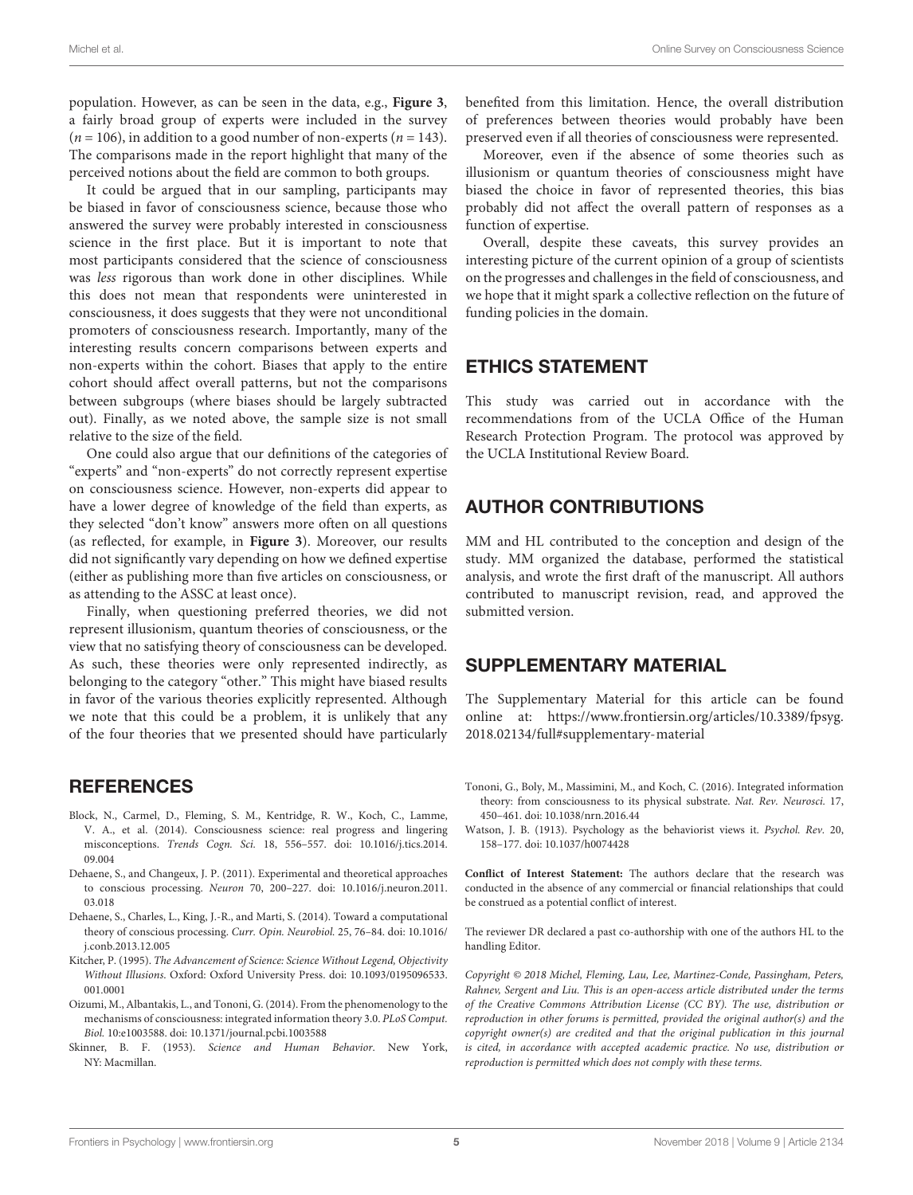population. However, as can be seen in the data, e.g., **Figure 3**, a fairly broad group of experts were included in the survey ($n = 106$), in addition to a good number of non-experts ($n = 143$). The comparisons made in the report highlight that many of the perceived notions about the field are common to both groups.

It could be argued that in our sampling, participants may be biased in favor of consciousness science, because those who answered the survey were probably interested in consciousness science in the first place. But it is important to note that most participants considered that the science of consciousness was *less* rigorous than work done in other disciplines. While this does not mean that respondents were uninterested in consciousness, it does suggests that they were not unconditional promoters of consciousness research. Importantly, many of the interesting results concern comparisons between experts and non-experts within the cohort. Biases that apply to the entire cohort should affect overall patterns, but not the comparisons between subgroups (where biases should be largely subtracted out). Finally, as we noted above, the sample size is not small relative to the size of the field.

One could also argue that our definitions of the categories of "experts" and "non-experts" do not correctly represent expertise on consciousness science. However, non-experts did appear to have a lower degree of knowledge of the field than experts, as they selected "don't know" answers more often on all questions (as reflected, for example, in **Figure 3**). Moreover, our results did not significantly vary depending on how we defined expertise (either as publishing more than five articles on consciousness, or as attending to the ASSC at least once).

Finally, when questioning preferred theories, we did not represent illusionism, quantum theories of consciousness, or the view that no satisfying theory of consciousness can be developed. As such, these theories were only represented indirectly, as belonging to the category "other." This might have biased results in favor of the various theories explicitly represented. Although we note that this could be a problem, it is unlikely that any of the four theories that we presented should have particularly benefited from this limitation. Hence, the overall distribution of preferences between theories would probably have been preserved even if all theories of consciousness were represented.

Moreover, even if the absence of some theories such as illusionism or quantum theories of consciousness might have biased the choice in favor of represented theories, this bias probably did not affect the overall pattern of responses as a function of expertise.

Overall, despite these caveats, this survey provides an interesting picture of the current opinion of a group of scientists on the progresses and challenges in the field of consciousness, and we hope that it might spark a collective reflection on the future of funding policies in the domain.

## ETHICS STATEMENT

This study was carried out in accordance with the recommendations from of the UCLA Office of the Human Research Protection Program. The protocol was approved by the UCLA Institutional Review Board.

## AUTHOR CONTRIBUTIONS

MM and HL contributed to the conception and design of the study. MM organized the database, performed the statistical analysis, and wrote the first draft of the manuscript. All authors contributed to manuscript revision, read, and approved the submitted version.

## SUPPLEMENTARY MATERIAL

The Supplementary Material for this article can be found online at: https://www.frontiersin.org/articles/10.3389/fpsyg.2018.02134/full#supplementary-material

## REFERENCES

Block, N., Carmel, D., Fleming, S. M., Kentridge, R. W., Koch, C., Lamme, V. A., et al. (2014). Consciousness science: real progress and lingering misconceptions. *Trends Cogn. Sci.* 18, 556–557. doi: 10.1016/j.tics.2014.09.004

Dehaene, S., and Changeux, J. P. (2011). Experimental and theoretical approaches to conscious processing. *Neuron* 70, 200–227. doi: 10.1016/j.neuron.2011.03.018

Dehaene, S., Charles, L., King, J.-R., and Marti, S. (2014). Toward a computational theory of conscious processing. *Curr. Opin. Neurobiol.* 25, 76–84. doi: 10.1016/j.conb.2013.12.005

Kitcher, P. (1995). *The Advancement of Science: Science Without Legend, Objectivity Without Illusions*. Oxford: Oxford University Press. doi: 10.1093/0195096533.001.0001

Oizumi, M., Albantakis, L., and Tononi, G. (2014). From the phenomenology to the mechanisms of consciousness: integrated information theory 3.0. *PLoS Comput. Biol.* 10:e1003588. doi: 10.1371/journal.pcbi.1003588

Skinner, B. F. (1953). *Science and Human Behavior*. New York, NY: Macmillan.

Tononi, G., Boly, M., Massimini, M., and Koch, C. (2016). Integrated information theory: from consciousness to its physical substrate. *Nat. Rev. Neurosci.* 17, 450–461. doi: 10.1038/nrn.2016.44

Watson, J. B. (1913). Psychology as the behaviorist views it. *Psychol. Rev.* 20, 158–177. doi: 10.1037/h0074428

**Conflict of Interest Statement:** The authors declare that the research was conducted in the absence of any commercial or financial relationships that could be construed as a potential conflict of interest.

The reviewer DR declared a past co-authorship with one of the authors HL to the handling Editor.

*Copyright © 2018 Michel, Fleming, Lau, Lee, Martinez-Conde, Passingham, Peters, Rahnev, Sergent and Liu. This is an open-access article distributed under the terms of the Creative Commons Attribution License (CC BY). The use, distribution or reproduction in other forums is permitted, provided the original author(s) and the copyright owner(s) are credited and that the original publication in this journal is cited, in accordance with accepted academic practice. No use, distribution or reproduction is permitted which does not comply with these terms.*